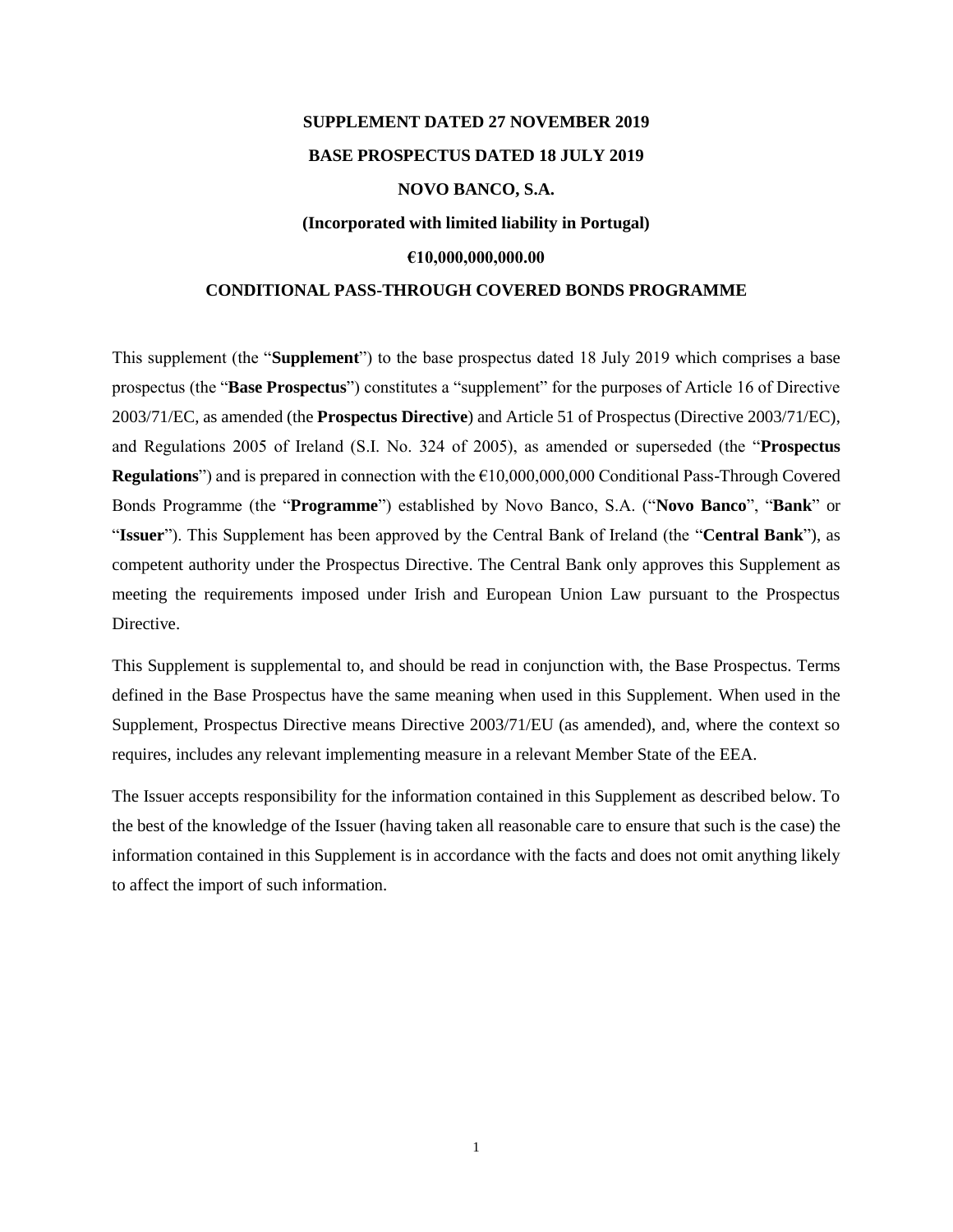**SUPPLEMENT DATED 27 NOVEMBER 2019**

**BASE PROSPECTUS DATED 18 JULY 2019**

**NOVO BANCO, S.A.**

**(Incorporated with limited liability in Portugal)**

**€10,000,000,000.00**

**CONDITIONAL PASS-THROUGH COVERED BONDS PROGRAMME**

This supplement (the "**Supplement**") to the base prospectus dated 18 July 2019 which comprises a base prospectus (the "**Base Prospectus**") constitutes a "supplement" for the purposes of Article 16 of Directive 2003/71/EC, as amended (the **Prospectus Directive**) and Article 51 of Prospectus (Directive 2003/71/EC), and Regulations 2005 of Ireland (S.I. No. 324 of 2005), as amended or superseded (the "**Prospectus Regulations**") and is prepared in connection with the €10,000,000,000 Conditional Pass-Through Covered Bonds Programme (the "**Programme**") established by Novo Banco, S.A. ("**Novo Banco**", "**Bank**" or "**Issuer**"). This Supplement has been approved by the Central Bank of Ireland (the "**Central Bank**"), as competent authority under the Prospectus Directive. The Central Bank only approves this Supplement as meeting the requirements imposed under Irish and European Union Law pursuant to the Prospectus Directive.

This Supplement is supplemental to, and should be read in conjunction with, the Base Prospectus. Terms defined in the Base Prospectus have the same meaning when used in this Supplement. When used in the Supplement, Prospectus Directive means Directive 2003/71/EU (as amended), and, where the context so requires, includes any relevant implementing measure in a relevant Member State of the EEA.

The Issuer accepts responsibility for the information contained in this Supplement as described below. To the best of the knowledge of the Issuer (having taken all reasonable care to ensure that such is the case) the information contained in this Supplement is in accordance with the facts and does not omit anything likely to affect the import of such information.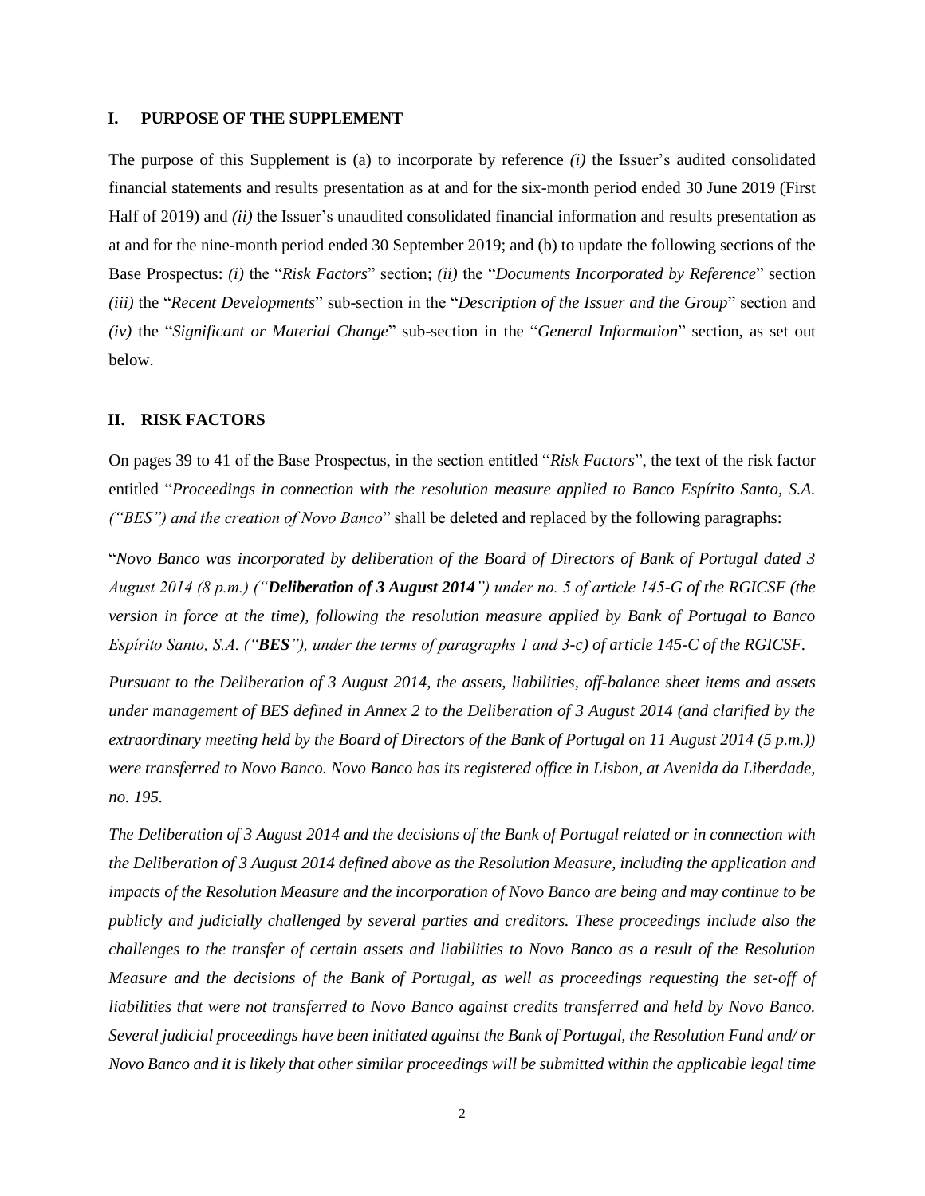## I. PURPOSE OF THE SUPPLEMENT

The purpose of this Supplement is (a) to incorporate by reference *(i)* the Issuer's audited consolidated financial statements and results presentation as at and for the six-month period ended 30 June 2019 (First Half of 2019) and *(ii)* the Issuer's unaudited consolidated financial information and results presentation as at and for the nine-month period ended 30 September 2019; and (b) to update the following sections of the Base Prospectus: *(i)* the "*Risk Factors*" section; *(ii)* the "*Documents Incorporated by Reference*" section *(iii)* the "*Recent Developments*" sub-section in the "*Description of the Issuer and the Group*" section and *(iv)* the "*Significant or Material Change*" sub-section in the "*General Information*" section, as set out below.

## II. RISK FACTORS

On pages 39 to 41 of the Base Prospectus, in the section entitled "*Risk Factors*", the text of the risk factor entitled "*Proceedings in connection with the resolution measure applied to Banco Espírito Santo, S.A. ("BES") and the creation of Novo Banco*" shall be deleted and replaced by the following paragraphs:

"*Novo Banco was incorporated by deliberation of the Board of Directors of Bank of Portugal dated 3 August 2014 (8 p.m.) ("**Deliberation of 3 August 2014**") under no. 5 of article 145-G of the RGICSF (the version in force at the time), following the resolution measure applied by Bank of Portugal to Banco Espírito Santo, S.A. ("**BES**"), under the terms of paragraphs 1 and 3-c) of article 145-C of the RGICSF.*

*Pursuant to the Deliberation of 3 August 2014, the assets, liabilities, off-balance sheet items and assets under management of BES defined in Annex 2 to the Deliberation of 3 August 2014 (and clarified by the extraordinary meeting held by the Board of Directors of the Bank of Portugal on 11 August 2014 (5 p.m.)) were transferred to Novo Banco. Novo Banco has its registered office in Lisbon, at Avenida da Liberdade, no. 195.*

*The Deliberation of 3 August 2014 and the decisions of the Bank of Portugal related or in connection with the Deliberation of 3 August 2014 defined above as the Resolution Measure, including the application and impacts of the Resolution Measure and the incorporation of Novo Banco are being and may continue to be publicly and judicially challenged by several parties and creditors. These proceedings include also the challenges to the transfer of certain assets and liabilities to Novo Banco as a result of the Resolution Measure and the decisions of the Bank of Portugal, as well as proceedings requesting the set-off of liabilities that were not transferred to Novo Banco against credits transferred and held by Novo Banco. Several judicial proceedings have been initiated against the Bank of Portugal, the Resolution Fund and/ or Novo Banco and it is likely that other similar proceedings will be submitted within the applicable legal time*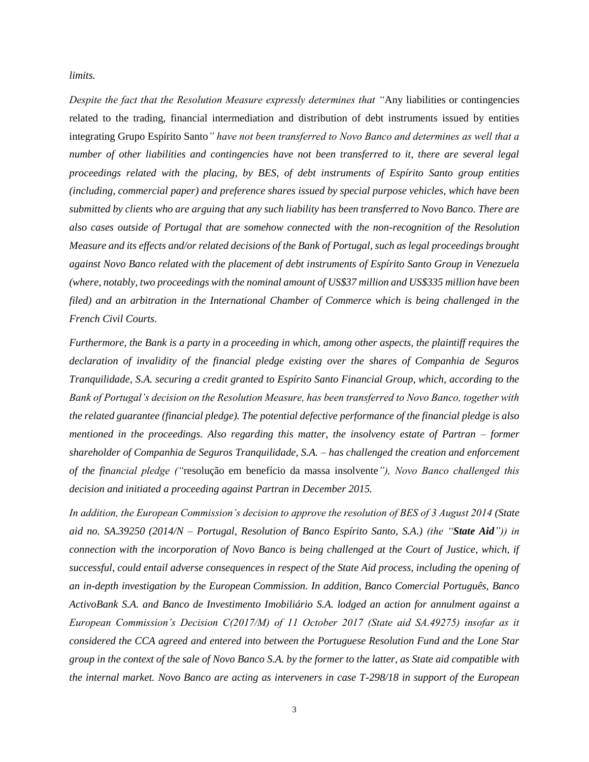*limits.*

*Despite the fact that the Resolution Measure expressly determines that "*Any liabilities or contingencies related to the trading, financial intermediation and distribution of debt instruments issued by entities integrating Grupo Espírito Santo*" have not been transferred to Novo Banco and determines as well that a number of other liabilities and contingencies have not been transferred to it, there are several legal proceedings related with the placing, by BES, of debt instruments of Espírito Santo group entities (including, commercial paper) and preference shares issued by special purpose vehicles, which have been submitted by clients who are arguing that any such liability has been transferred to Novo Banco. There are also cases outside of Portugal that are somehow connected with the non-recognition of the Resolution Measure and its effects and/or related decisions of the Bank of Portugal, such as legal proceedings brought against Novo Banco related with the placement of debt instruments of Espírito Santo Group in Venezuela (where, notably, two proceedings with the nominal amount of US$37 million and US$335 million have been filed) and an arbitration in the International Chamber of Commerce which is being challenged in the French Civil Courts.*

*Furthermore, the Bank is a party in a proceeding in which, among other aspects, the plaintiff requires the declaration of invalidity of the financial pledge existing over the shares of Companhia de Seguros Tranquilidade, S.A. securing a credit granted to Espírito Santo Financial Group, which, according to the Bank of Portugal's decision on the Resolution Measure, has been transferred to Novo Banco, together with the related guarantee (financial pledge). The potential defective performance of the financial pledge is also mentioned in the proceedings. Also regarding this matter, the insolvency estate of Partran – former shareholder of Companhia de Seguros Tranquilidade, S.A. – has challenged the creation and enforcement of the financial pledge ("*resolução em benefício da massa insolvente*"), Novo Banco challenged this decision and initiated a proceeding against Partran in December 2015.*

*In addition, the European Commission's decision to approve the resolution of BES of 3 August 2014 (State aid no. SA.39250 (2014/N – Portugal, Resolution of Banco Espírito Santo, S.A.) (the "**State Aid**")) in connection with the incorporation of Novo Banco is being challenged at the Court of Justice, which, if successful, could entail adverse consequences in respect of the State Aid process, including the opening of an in-depth investigation by the European Commission. In addition, Banco Comercial Português, Banco ActivoBank S.A. and Banco de Investimento Imobiliário S.A. lodged an action for annulment against a European Commission's Decision C(2017/M) of 11 October 2017 (State aid SA.49275) insofar as it considered the CCA agreed and entered into between the Portuguese Resolution Fund and the Lone Star group in the context of the sale of Novo Banco S.A. by the former to the latter, as State aid compatible with the internal market. Novo Banco are acting as interveners in case T-298/18 in support of the European*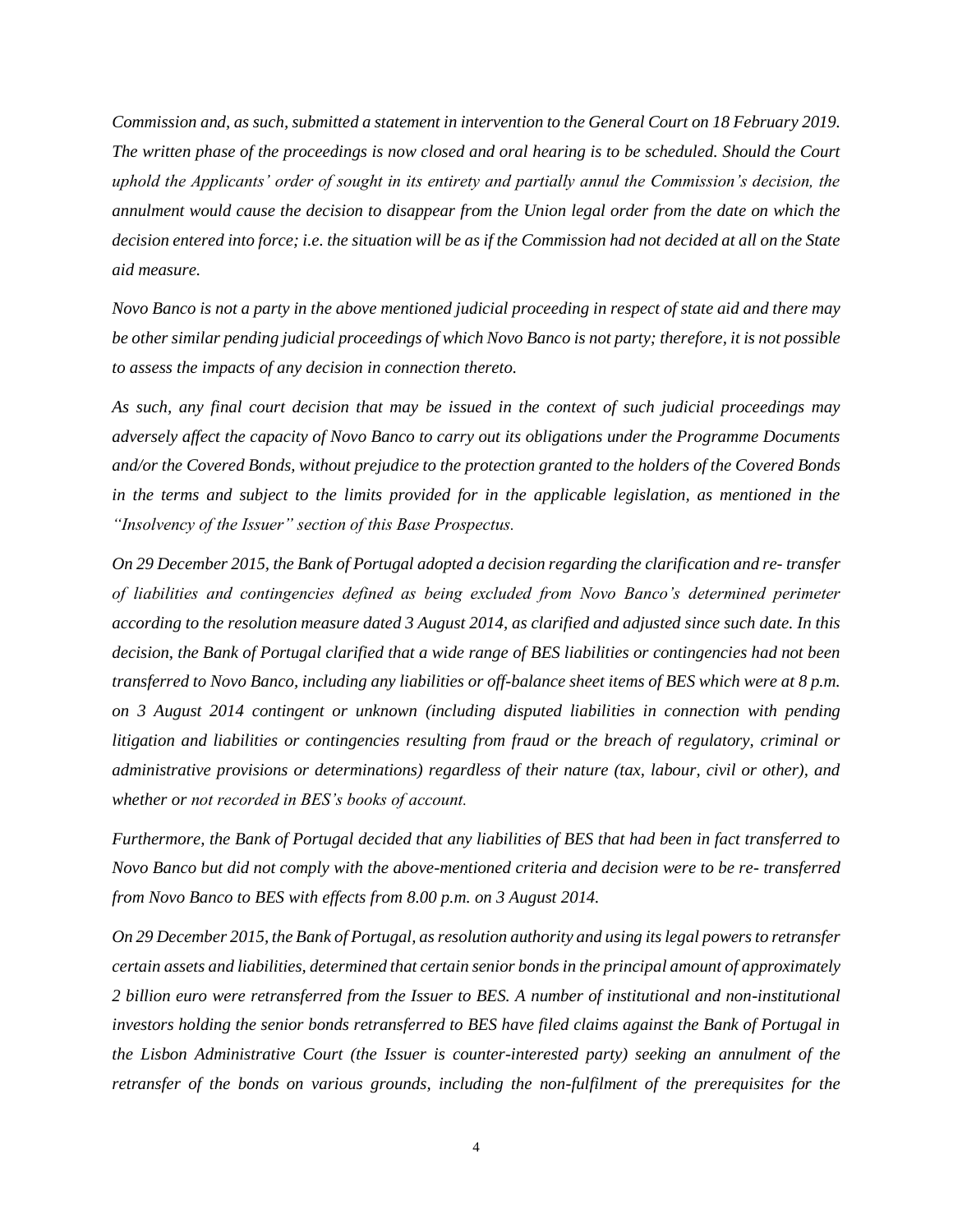*Commission and, as such, submitted a statement in intervention to the General Court on 18 February 2019. The written phase of the proceedings is now closed and oral hearing is to be scheduled. Should the Court uphold the Applicants' order of sought in its entirety and partially annul the Commission's decision, the annulment would cause the decision to disappear from the Union legal order from the date on which the decision entered into force; i.e. the situation will be as if the Commission had not decided at all on the State aid measure.*

*Novo Banco is not a party in the above mentioned judicial proceeding in respect of state aid and there may be other similar pending judicial proceedings of which Novo Banco is not party; therefore, it is not possible to assess the impacts of any decision in connection thereto.*

*As such, any final court decision that may be issued in the context of such judicial proceedings may adversely affect the capacity of Novo Banco to carry out its obligations under the Programme Documents and/or the Covered Bonds, without prejudice to the protection granted to the holders of the Covered Bonds in the terms and subject to the limits provided for in the applicable legislation, as mentioned in the "Insolvency of the Issuer" section of this Base Prospectus.*

*On 29 December 2015, the Bank of Portugal adopted a decision regarding the clarification and re- transfer of liabilities and contingencies defined as being excluded from Novo Banco's determined perimeter according to the resolution measure dated 3 August 2014, as clarified and adjusted since such date. In this decision, the Bank of Portugal clarified that a wide range of BES liabilities or contingencies had not been transferred to Novo Banco, including any liabilities or off-balance sheet items of BES which were at 8 p.m. on 3 August 2014 contingent or unknown (including disputed liabilities in connection with pending litigation and liabilities or contingencies resulting from fraud or the breach of regulatory, criminal or administrative provisions or determinations) regardless of their nature (tax, labour, civil or other), and whether or not recorded in BES's books of account.*

*Furthermore, the Bank of Portugal decided that any liabilities of BES that had been in fact transferred to Novo Banco but did not comply with the above-mentioned criteria and decision were to be re- transferred from Novo Banco to BES with effects from 8.00 p.m. on 3 August 2014.*

*On 29 December 2015, the Bank of Portugal, as resolution authority and using its legal powers to retransfer certain assets and liabilities, determined that certain senior bonds in the principal amount of approximately 2 billion euro were retransferred from the Issuer to BES. A number of institutional and non-institutional investors holding the senior bonds retransferred to BES have filed claims against the Bank of Portugal in the Lisbon Administrative Court (the Issuer is counter-interested party) seeking an annulment of the retransfer of the bonds on various grounds, including the non-fulfilment of the prerequisites for the*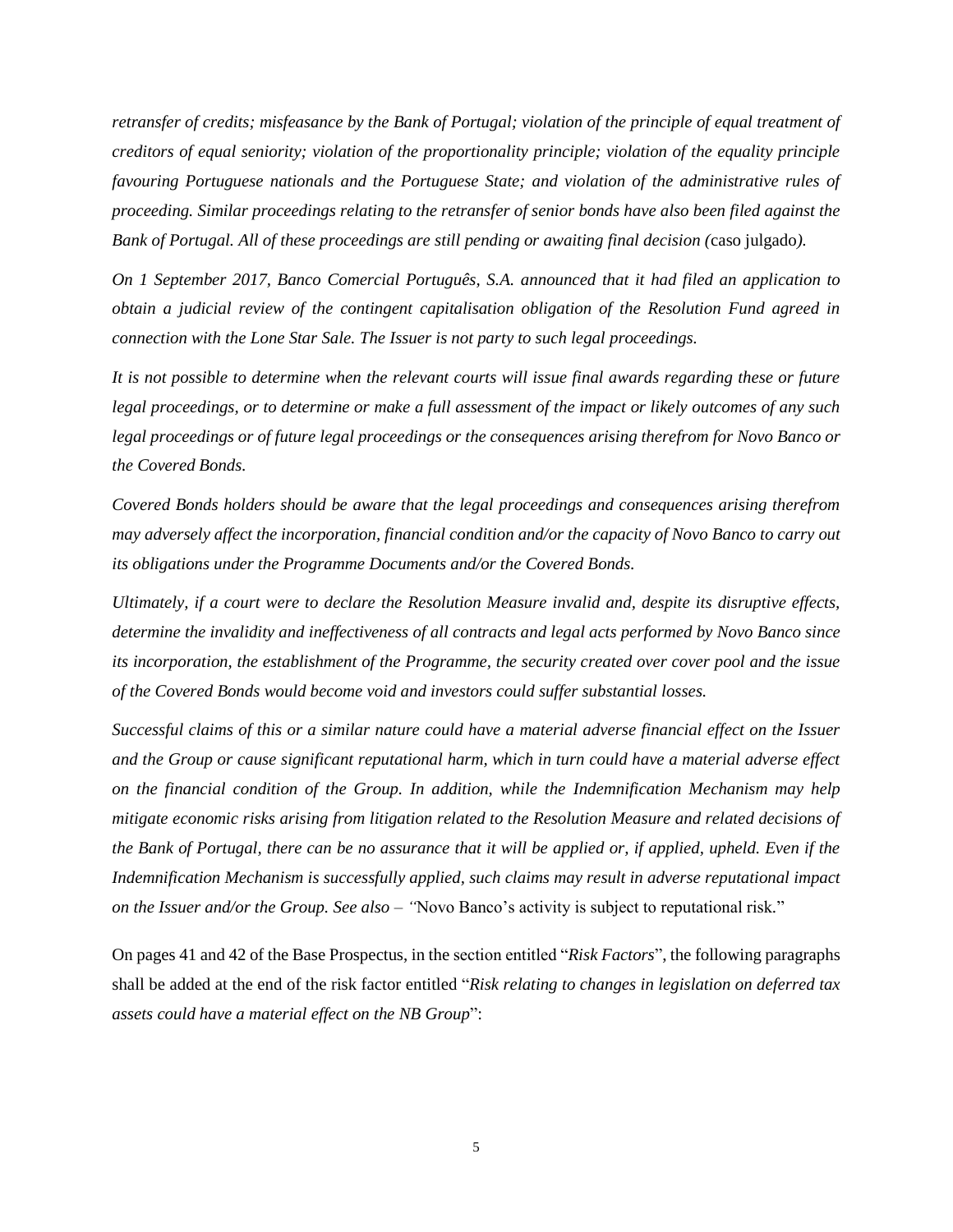*retransfer of credits; misfeasance by the Bank of Portugal; violation of the principle of equal treatment of creditors of equal seniority; violation of the proportionality principle; violation of the equality principle favouring Portuguese nationals and the Portuguese State; and violation of the administrative rules of proceeding. Similar proceedings relating to the retransfer of senior bonds have also been filed against the Bank of Portugal. All of these proceedings are still pending or awaiting final decision (*caso julgado*).*

*On 1 September 2017, Banco Comercial Português, S.A. announced that it had filed an application to obtain a judicial review of the contingent capitalisation obligation of the Resolution Fund agreed in connection with the Lone Star Sale. The Issuer is not party to such legal proceedings.*

*It is not possible to determine when the relevant courts will issue final awards regarding these or future legal proceedings, or to determine or make a full assessment of the impact or likely outcomes of any such legal proceedings or of future legal proceedings or the consequences arising therefrom for Novo Banco or the Covered Bonds.*

*Covered Bonds holders should be aware that the legal proceedings and consequences arising therefrom may adversely affect the incorporation, financial condition and/or the capacity of Novo Banco to carry out its obligations under the Programme Documents and/or the Covered Bonds.*

*Ultimately, if a court were to declare the Resolution Measure invalid and, despite its disruptive effects, determine the invalidity and ineffectiveness of all contracts and legal acts performed by Novo Banco since its incorporation, the establishment of the Programme, the security created over cover pool and the issue of the Covered Bonds would become void and investors could suffer substantial losses.*

*Successful claims of this or a similar nature could have a material adverse financial effect on the Issuer and the Group or cause significant reputational harm, which in turn could have a material adverse effect on the financial condition of the Group. In addition, while the Indemnification Mechanism may help mitigate economic risks arising from litigation related to the Resolution Measure and related decisions of the Bank of Portugal, there can be no assurance that it will be applied or, if applied, upheld. Even if the Indemnification Mechanism is successfully applied, such claims may result in adverse reputational impact on the Issuer and/or the Group. See also – "*Novo Banco's activity is subject to reputational risk."

On pages 41 and 42 of the Base Prospectus, in the section entitled "*Risk Factors*", the following paragraphs shall be added at the end of the risk factor entitled "*Risk relating to changes in legislation on deferred tax assets could have a material effect on the NB Group*":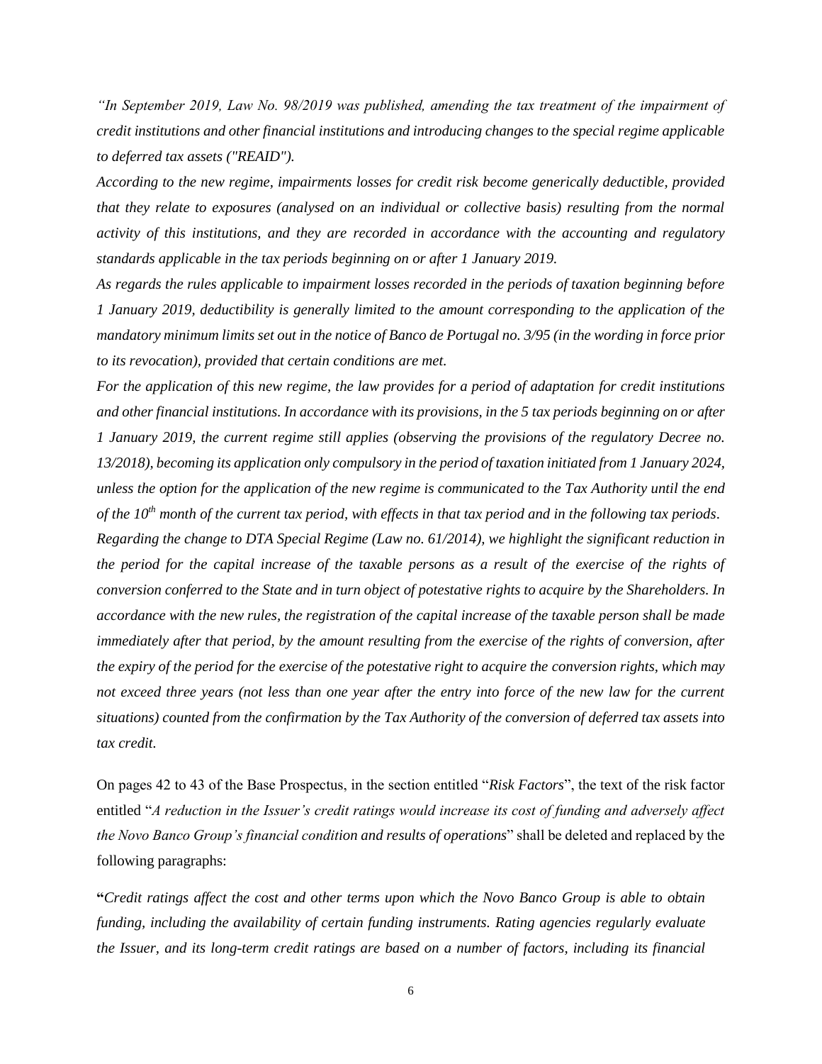*"In September 2019, Law No. 98/2019 was published, amending the tax treatment of the impairment of credit institutions and other financial institutions and introducing changes to the special regime applicable to deferred tax assets ("REAID").*

*According to the new regime, impairments losses for credit risk become generically deductible, provided that they relate to exposures (analysed on an individual or collective basis) resulting from the normal activity of this institutions, and they are recorded in accordance with the accounting and regulatory standards applicable in the tax periods beginning on or after 1 January 2019.*

*As regards the rules applicable to impairment losses recorded in the periods of taxation beginning before 1 January 2019, deductibility is generally limited to the amount corresponding to the application of the mandatory minimum limits set out in the notice of Banco de Portugal no. 3/95 (in the wording in force prior to its revocation), provided that certain conditions are met.*

*For the application of this new regime, the law provides for a period of adaptation for credit institutions and other financial institutions. In accordance with its provisions, in the 5 tax periods beginning on or after 1 January 2019, the current regime still applies (observing the provisions of the regulatory Decree no. 13/2018), becoming its application only compulsory in the period of taxation initiated from 1 January 2024, unless the option for the application of the new regime is communicated to the Tax Authority until the end of the 10th month of the current tax period, with effects in that tax period and in the following tax periods.*

*Regarding the change to DTA Special Regime (Law no. 61/2014), we highlight the significant reduction in the period for the capital increase of the taxable persons as a result of the exercise of the rights of conversion conferred to the State and in turn object of potestative rights to acquire by the Shareholders. In accordance with the new rules, the registration of the capital increase of the taxable person shall be made immediately after that period, by the amount resulting from the exercise of the rights of conversion, after the expiry of the period for the exercise of the potestative right to acquire the conversion rights, which may not exceed three years (not less than one year after the entry into force of the new law for the current situations) counted from the confirmation by the Tax Authority of the conversion of deferred tax assets into tax credit.*

On pages 42 to 43 of the Base Prospectus, in the section entitled "*Risk Factors*", the text of the risk factor entitled "*A reduction in the Issuer's credit ratings would increase its cost of funding and adversely affect the Novo Banco Group's financial condition and results of operations*" shall be deleted and replaced by the following paragraphs:

"*Credit ratings affect the cost and other terms upon which the Novo Banco Group is able to obtain funding, including the availability of certain funding instruments. Rating agencies regularly evaluate the Issuer, and its long-term credit ratings are based on a number of factors, including its financial*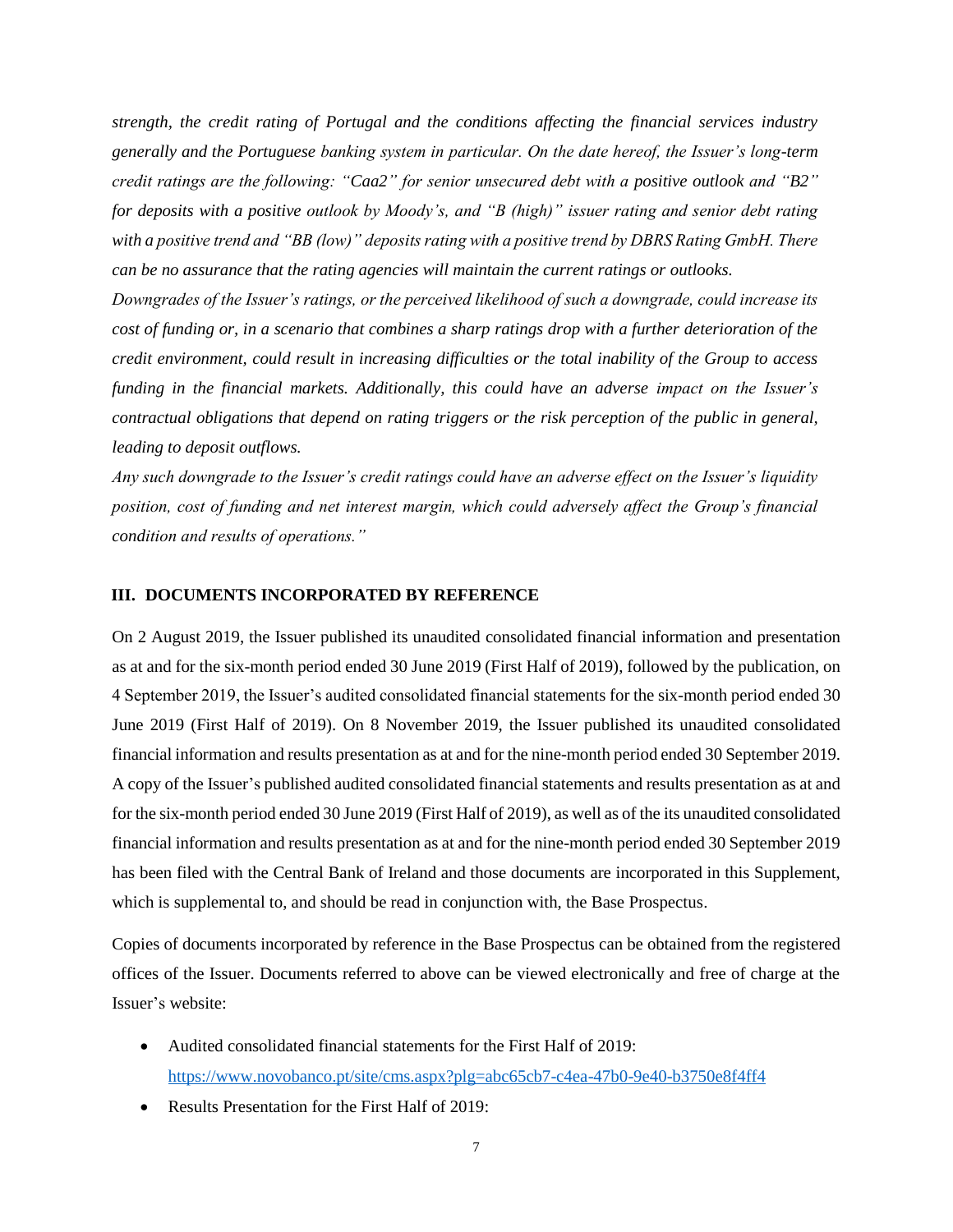*strength, the credit rating of Portugal and the conditions affecting the financial services industry generally and the Portuguese banking system in particular. On the date hereof, the Issuer's long-term credit ratings are the following: "Caa2" for senior unsecured debt with a positive outlook and "B2" for deposits with a positive outlook by Moody's, and "B (high)" issuer rating and senior debt rating with a positive trend and "BB (low)" deposits rating with a positive trend by DBRS Rating GmbH. There can be no assurance that the rating agencies will maintain the current ratings or outlooks.*

*Downgrades of the Issuer's ratings, or the perceived likelihood of such a downgrade, could increase its cost of funding or, in a scenario that combines a sharp ratings drop with a further deterioration of the credit environment, could result in increasing difficulties or the total inability of the Group to access funding in the financial markets. Additionally, this could have an adverse impact on the Issuer's contractual obligations that depend on rating triggers or the risk perception of the public in general, leading to deposit outflows.*

*Any such downgrade to the Issuer's credit ratings could have an adverse effect on the Issuer's liquidity position, cost of funding and net interest margin, which could adversely affect the Group's financial condition and results of operations."*

## III. DOCUMENTS INCORPORATED BY REFERENCE

On 2 August 2019, the Issuer published its unaudited consolidated financial information and presentation as at and for the six-month period ended 30 June 2019 (First Half of 2019), followed by the publication, on 4 September 2019, the Issuer's audited consolidated financial statements for the six-month period ended 30 June 2019 (First Half of 2019). On 8 November 2019, the Issuer published its unaudited consolidated financial information and results presentation as at and for the nine-month period ended 30 September 2019. A copy of the Issuer's published audited consolidated financial statements and results presentation as at and for the six-month period ended 30 June 2019 (First Half of 2019), as well as of the its unaudited consolidated financial information and results presentation as at and for the nine-month period ended 30 September 2019 has been filed with the Central Bank of Ireland and those documents are incorporated in this Supplement, which is supplemental to, and should be read in conjunction with, the Base Prospectus.

Copies of documents incorporated by reference in the Base Prospectus can be obtained from the registered offices of the Issuer. Documents referred to above can be viewed electronically and free of charge at the Issuer's website:

- Audited consolidated financial statements for the First Half of 2019: https://www.novobanco.pt/site/cms.aspx?plg=abc65cb7-c4ea-47b0-9e40-b3750e8f4ff4
- Results Presentation for the First Half of 2019: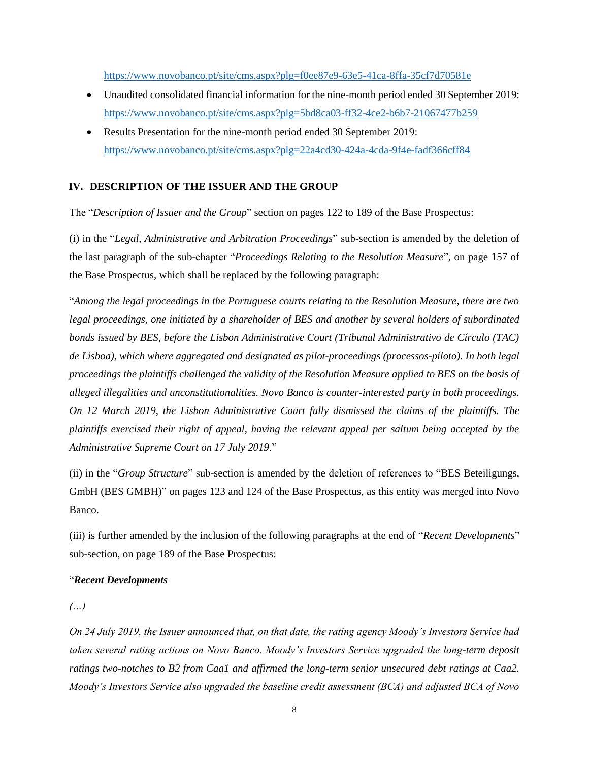https://www.novobanco.pt/site/cms.aspx?plg=f0ee87e9-63e5-41ca-8ffa-35cf7d70581e

- Unaudited consolidated financial information for the nine-month period ended 30 September 2019: https://www.novobanco.pt/site/cms.aspx?plg=5bd8ca03-ff32-4ce2-b6b7-21067477b259
- Results Presentation for the nine-month period ended 30 September 2019: https://www.novobanco.pt/site/cms.aspx?plg=22a4cd30-424a-4cda-9f4e-fadf366cff84

## IV. DESCRIPTION OF THE ISSUER AND THE GROUP

The "*Description of Issuer and the Group*" section on pages 122 to 189 of the Base Prospectus:

(i) in the "*Legal, Administrative and Arbitration Proceedings*" sub-section is amended by the deletion of the last paragraph of the sub-chapter "*Proceedings Relating to the Resolution Measure*", on page 157 of the Base Prospectus, which shall be replaced by the following paragraph:

"*Among the legal proceedings in the Portuguese courts relating to the Resolution Measure, there are two legal proceedings, one initiated by a shareholder of BES and another by several holders of subordinated bonds issued by BES, before the Lisbon Administrative Court (Tribunal Administrativo de Círculo (TAC) de Lisboa), which where aggregated and designated as pilot-proceedings (processos-piloto). In both legal proceedings the plaintiffs challenged the validity of the Resolution Measure applied to BES on the basis of alleged illegalities and unconstitutionalities. Novo Banco is counter-interested party in both proceedings. On 12 March 2019, the Lisbon Administrative Court fully dismissed the claims of the plaintiffs. The plaintiffs exercised their right of appeal, having the relevant appeal per saltum being accepted by the Administrative Supreme Court on 17 July 2019*."

(ii) in the "*Group Structure*" sub-section is amended by the deletion of references to "BES Beteiligungs, GmbH (BES GMBH)" on pages 123 and 124 of the Base Prospectus, as this entity was merged into Novo Banco.

(iii) is further amended by the inclusion of the following paragraphs at the end of "*Recent Developments*" sub-section, on page 189 of the Base Prospectus:

"***Recent Developments***

*(…)*

*On 24 July 2019, the Issuer announced that, on that date, the rating agency Moody's Investors Service had taken several rating actions on Novo Banco. Moody's Investors Service upgraded the long-term deposit ratings two-notches to B2 from Caa1 and affirmed the long-term senior unsecured debt ratings at Caa2. Moody's Investors Service also upgraded the baseline credit assessment (BCA) and adjusted BCA of Novo*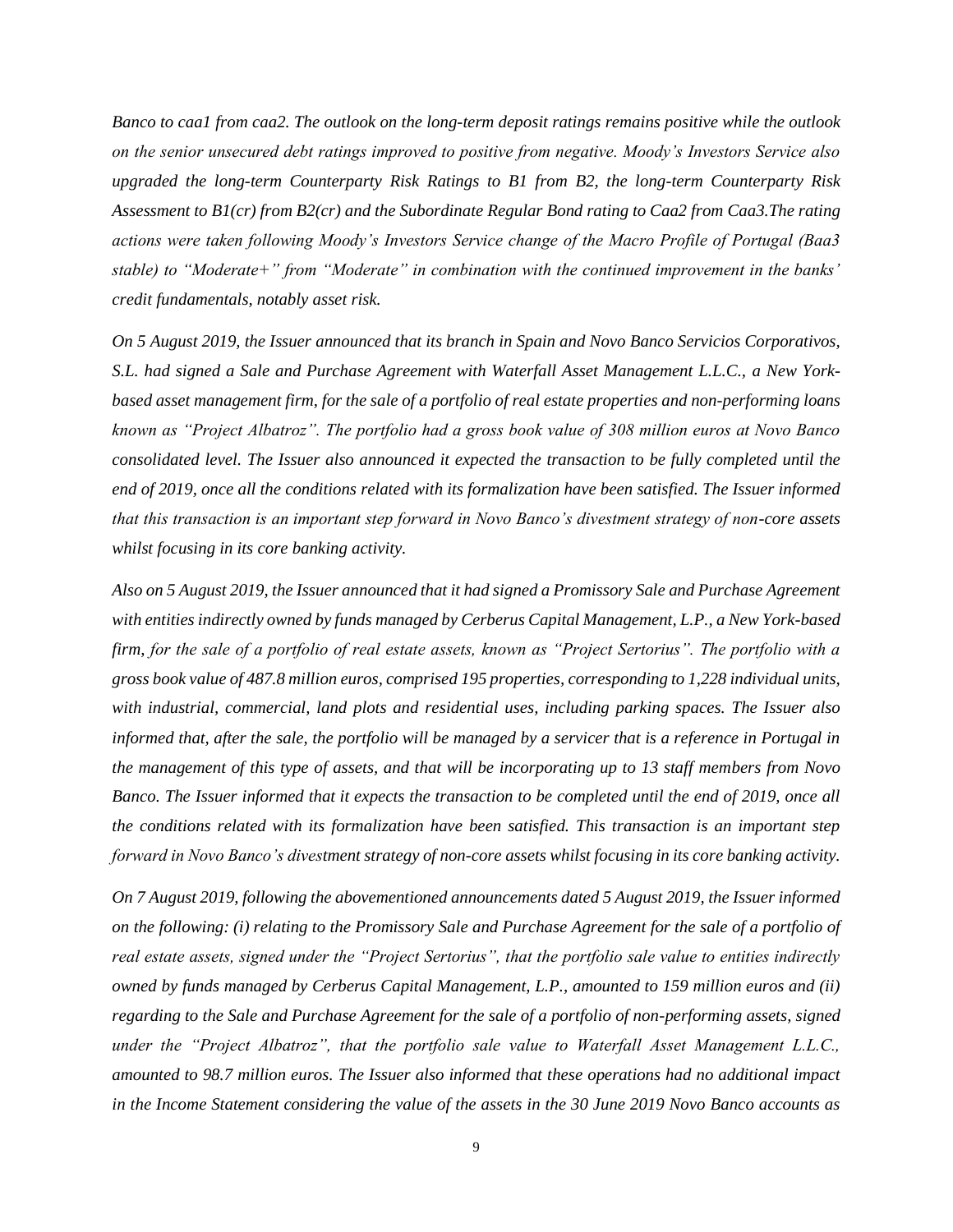*Banco to caa1 from caa2. The outlook on the long-term deposit ratings remains positive while the outlook on the senior unsecured debt ratings improved to positive from negative. Moody's Investors Service also upgraded the long-term Counterparty Risk Ratings to B1 from B2, the long-term Counterparty Risk Assessment to B1(cr) from B2(cr) and the Subordinate Regular Bond rating to Caa2 from Caa3.The rating actions were taken following Moody's Investors Service change of the Macro Profile of Portugal (Baa3 stable) to "Moderate+" from "Moderate" in combination with the continued improvement in the banks' credit fundamentals, notably asset risk.*

*On 5 August 2019, the Issuer announced that its branch in Spain and Novo Banco Servicios Corporativos, S.L. had signed a Sale and Purchase Agreement with Waterfall Asset Management L.L.C., a New York-based asset management firm, for the sale of a portfolio of real estate properties and non-performing loans known as "Project Albatroz". The portfolio had a gross book value of 308 million euros at Novo Banco consolidated level. The Issuer also announced it expected the transaction to be fully completed until the end of 2019, once all the conditions related with its formalization have been satisfied. The Issuer informed that this transaction is an important step forward in Novo Banco's divestment strategy of non-core assets whilst focusing in its core banking activity.*

*Also on 5 August 2019, the Issuer announced that it had signed a Promissory Sale and Purchase Agreement with entities indirectly owned by funds managed by Cerberus Capital Management, L.P., a New York-based firm, for the sale of a portfolio of real estate assets, known as "Project Sertorius". The portfolio with a gross book value of 487.8 million euros, comprised 195 properties, corresponding to 1,228 individual units, with industrial, commercial, land plots and residential uses, including parking spaces. The Issuer also informed that, after the sale, the portfolio will be managed by a servicer that is a reference in Portugal in the management of this type of assets, and that will be incorporating up to 13 staff members from Novo Banco. The Issuer informed that it expects the transaction to be completed until the end of 2019, once all the conditions related with its formalization have been satisfied. This transaction is an important step forward in Novo Banco's divestment strategy of non-core assets whilst focusing in its core banking activity.*

*On 7 August 2019, following the abovementioned announcements dated 5 August 2019, the Issuer informed on the following: (i) relating to the Promissory Sale and Purchase Agreement for the sale of a portfolio of real estate assets, signed under the "Project Sertorius", that the portfolio sale value to entities indirectly owned by funds managed by Cerberus Capital Management, L.P., amounted to 159 million euros and (ii) regarding to the Sale and Purchase Agreement for the sale of a portfolio of non-performing assets, signed under the "Project Albatroz", that the portfolio sale value to Waterfall Asset Management L.L.C., amounted to 98.7 million euros. The Issuer also informed that these operations had no additional impact in the Income Statement considering the value of the assets in the 30 June 2019 Novo Banco accounts as*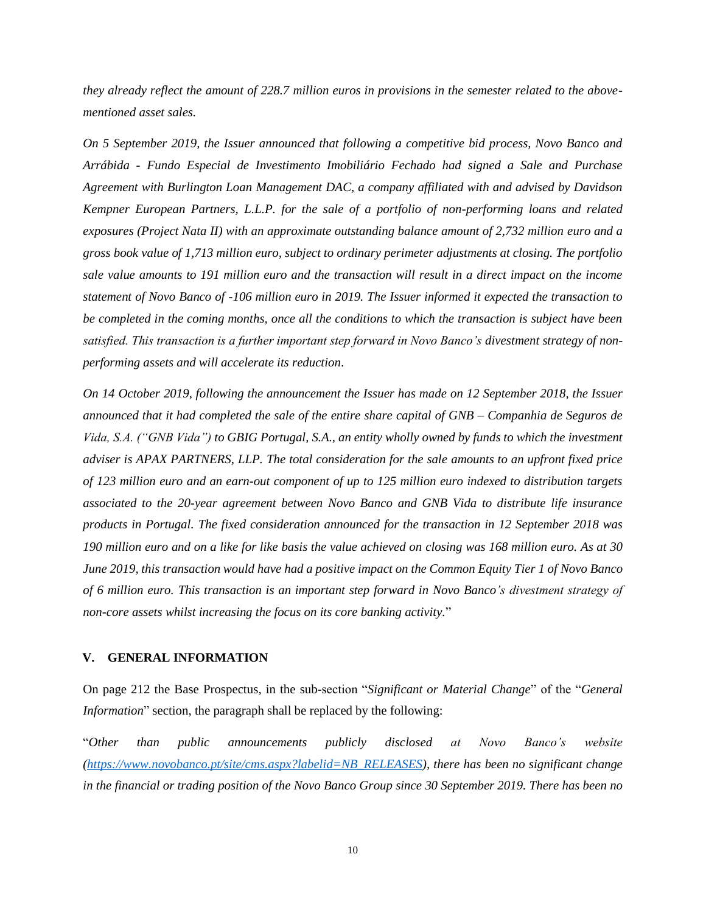*they already reflect the amount of 228.7 million euros in provisions in the semester related to the above-mentioned asset sales.*

*On 5 September 2019, the Issuer announced that following a competitive bid process, Novo Banco and Arrábida - Fundo Especial de Investimento Imobiliário Fechado had signed a Sale and Purchase Agreement with Burlington Loan Management DAC, a company affiliated with and advised by Davidson Kempner European Partners, L.L.P. for the sale of a portfolio of non-performing loans and related exposures (Project Nata II) with an approximate outstanding balance amount of 2,732 million euro and a gross book value of 1,713 million euro, subject to ordinary perimeter adjustments at closing. The portfolio sale value amounts to 191 million euro and the transaction will result in a direct impact on the income statement of Novo Banco of -106 million euro in 2019. The Issuer informed it expected the transaction to be completed in the coming months, once all the conditions to which the transaction is subject have been satisfied. This transaction is a further important step forward in Novo Banco's divestment strategy of non-performing assets and will accelerate its reduction.*

*On 14 October 2019, following the announcement the Issuer has made on 12 September 2018, the Issuer announced that it had completed the sale of the entire share capital of GNB – Companhia de Seguros de Vida, S.A. ("GNB Vida") to GBIG Portugal, S.A., an entity wholly owned by funds to which the investment adviser is APAX PARTNERS, LLP. The total consideration for the sale amounts to an upfront fixed price of 123 million euro and an earn-out component of up to 125 million euro indexed to distribution targets associated to the 20-year agreement between Novo Banco and GNB Vida to distribute life insurance products in Portugal. The fixed consideration announced for the transaction in 12 September 2018 was 190 million euro and on a like for like basis the value achieved on closing was 168 million euro. As at 30 June 2019, this transaction would have had a positive impact on the Common Equity Tier 1 of Novo Banco of 6 million euro. This transaction is an important step forward in Novo Banco's divestment strategy of non-core assets whilst increasing the focus on its core banking activity.*"

## V. GENERAL INFORMATION

On page 212 the Base Prospectus, in the sub-section "*Significant or Material Change*" of the "*General Information*" section, the paragraph shall be replaced by the following:

"*Other than public announcements publicly disclosed at Novo Banco's website ([https://www.novobanco.pt/site/cms.aspx?labelid=NB_RELEASES](https://www.novobanco.pt/site/cms.aspx?labelid=NB_RELEASES)), there has been no significant change in the financial or trading position of the Novo Banco Group since 30 September 2019. There has been no*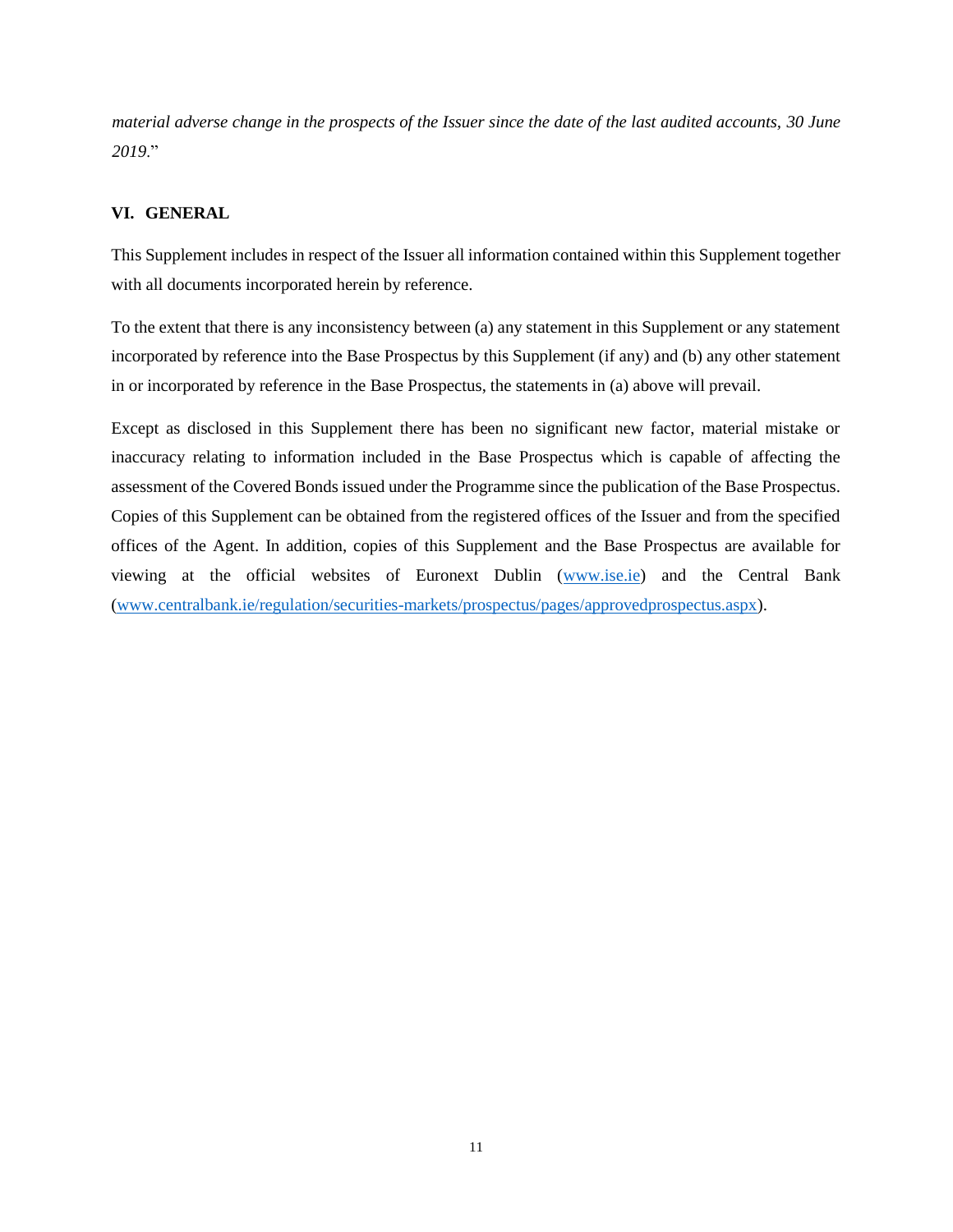*material adverse change in the prospects of the Issuer since the date of the last audited accounts, 30 June 2019*."

## VI. GENERAL

This Supplement includes in respect of the Issuer all information contained within this Supplement together with all documents incorporated herein by reference.

To the extent that there is any inconsistency between (a) any statement in this Supplement or any statement incorporated by reference into the Base Prospectus by this Supplement (if any) and (b) any other statement in or incorporated by reference in the Base Prospectus, the statements in (a) above will prevail.

Except as disclosed in this Supplement there has been no significant new factor, material mistake or inaccuracy relating to information included in the Base Prospectus which is capable of affecting the assessment of the Covered Bonds issued under the Programme since the publication of the Base Prospectus. Copies of this Supplement can be obtained from the registered offices of the Issuer and from the specified offices of the Agent. In addition, copies of this Supplement and the Base Prospectus are available for viewing at the official websites of Euronext Dublin (www.ise.ie) and the Central Bank (www.centralbank.ie/regulation/securities-markets/prospectus/pages/approvedprospectus.aspx).